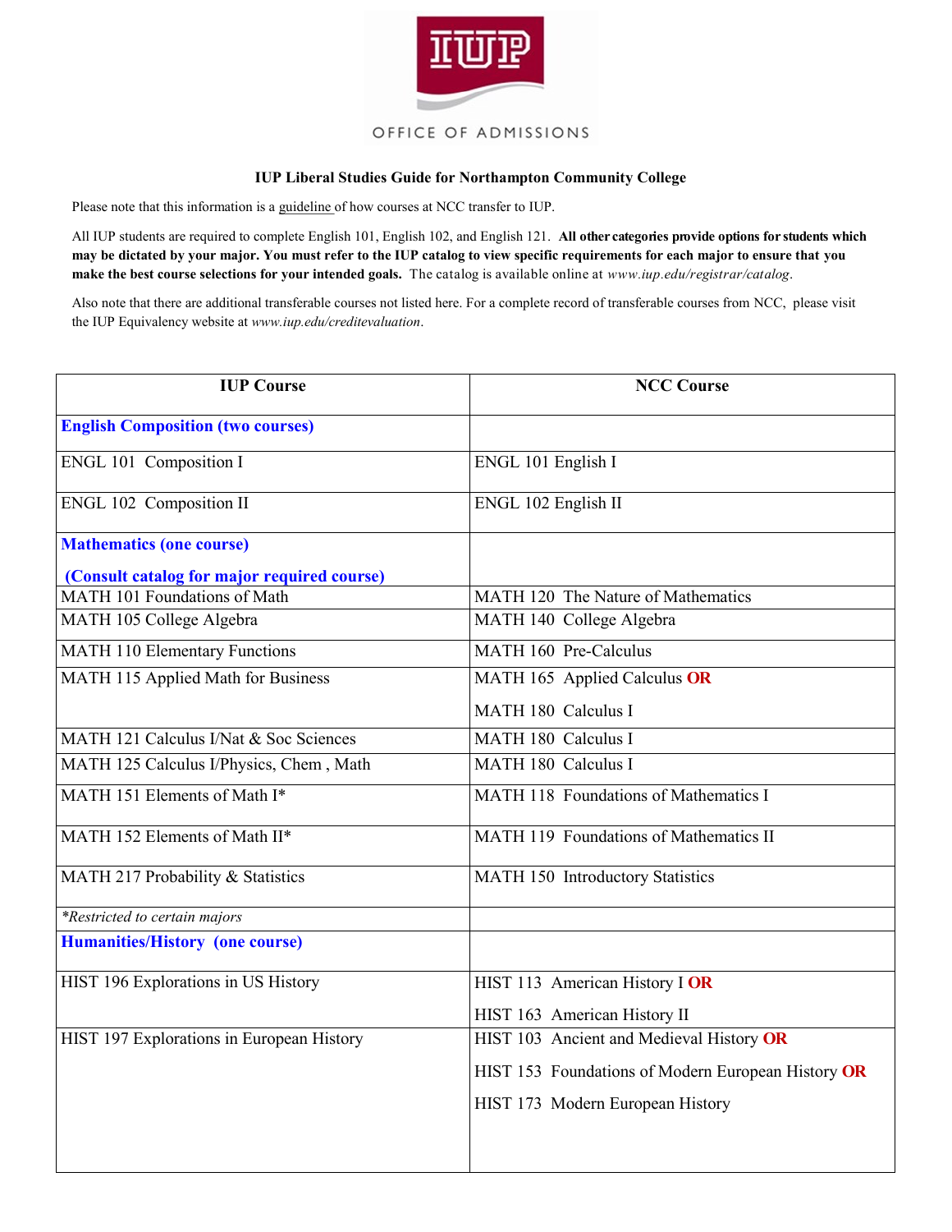OFFICE OF ADMISSIONS

**IUP Liberal Studies Guide for Northampton Community College**

Please note that this information is a guideline of how courses at NCC transfer to IUP.

All IUP students are required to complete English 101, English 102, and English 121. **All other categories provide options for students which may be dictated by your major. You must refer to the IUP catalog to view specific requirements for each major to ensure that you make the best course selections for your intended goals.** The catalog is available online at *www.iup.edu/registrar/catalog*.

Also note that there are additional transferable courses not listed here. For a complete record of transferable courses from NCC, please visit the IUP Equivalency website at *www.iup.edu/creditevaluation*.

| IUP Course | NCC Course |
|---|---|
| **English Composition (two courses)** | |
| ENGL 101 Composition I | ENGL 101 English I |
| ENGL 102 Composition II | ENGL 102 English II |
| **Mathematics (one course)** **(Consult catalog for major required course)** | |
| MATH 101 Foundations of Math | MATH 120 The Nature of Mathematics |
| MATH 105 College Algebra | MATH 140 College Algebra |
| MATH 110 Elementary Functions | MATH 160 Pre-Calculus |
| MATH 115 Applied Math for Business | MATH 165 Applied Calculus **OR** MATH 180 Calculus I |
| MATH 121 Calculus I/Nat & Soc Sciences | MATH 180 Calculus I |
| MATH 125 Calculus I/Physics, Chem , Math | MATH 180 Calculus I |
| MATH 151 Elements of Math I* | MATH 118 Foundations of Mathematics I |
| MATH 152 Elements of Math II* | MATH 119 Foundations of Mathematics II |
| MATH 217 Probability & Statistics | MATH 150 Introductory Statistics |
| *\*Restricted to certain majors* | |
| **Humanities/History (one course)** | |
| HIST 196 Explorations in US History | HIST 113 American History I **OR** HIST 163 American History II |
| HIST 197 Explorations in European History | HIST 103 Ancient and Medieval History **OR** HIST 153 Foundations of Modern European History **OR** HIST 173 Modern European History |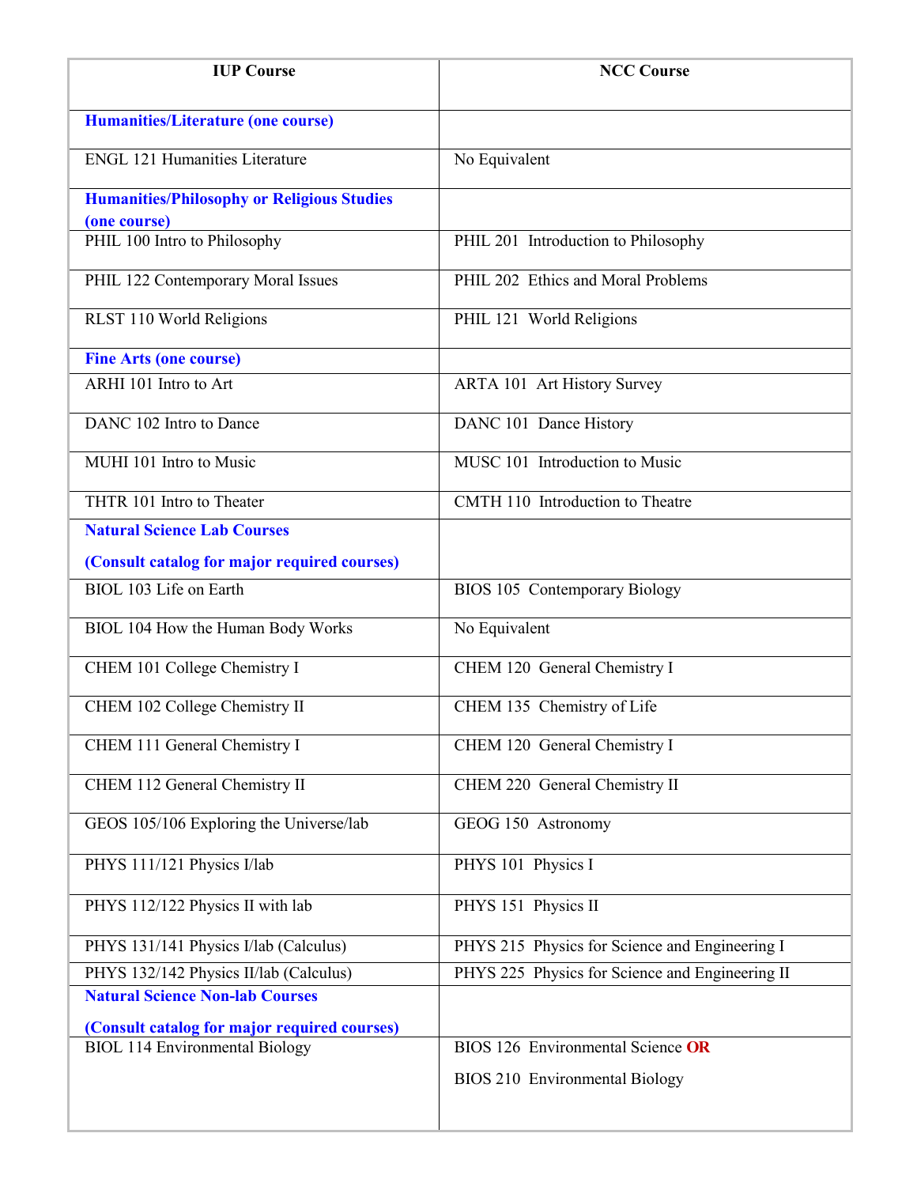| IUP Course | NCC Course |
|---|---|
| **Humanities/Literature (one course)** | |
| ENGL 121 Humanities Literature | No Equivalent |
| **Humanities/Philosophy or Religious Studies (one course)** | |
| PHIL 100 Intro to Philosophy | PHIL 201 Introduction to Philosophy |
| PHIL 122 Contemporary Moral Issues | PHIL 202 Ethics and Moral Problems |
| RLST 110 World Religions | PHIL 121 World Religions |
| **Fine Arts (one course)** | |
| ARHI 101 Intro to Art | ARTA 101 Art History Survey |
| DANC 102 Intro to Dance | DANC 101 Dance History |
| MUHI 101 Intro to Music | MUSC 101 Introduction to Music |
| THTR 101 Intro to Theater | CMTH 110 Introduction to Theatre |
| **Natural Science Lab Courses (Consult catalog for major required courses)** | |
| BIOL 103 Life on Earth | BIOS 105 Contemporary Biology |
| BIOL 104 How the Human Body Works | No Equivalent |
| CHEM 101 College Chemistry I | CHEM 120 General Chemistry I |
| CHEM 102 College Chemistry II | CHEM 135 Chemistry of Life |
| CHEM 111 General Chemistry I | CHEM 120 General Chemistry I |
| CHEM 112 General Chemistry II | CHEM 220 General Chemistry II |
| GEOS 105/106 Exploring the Universe/lab | GEOG 150 Astronomy |
| PHYS 111/121 Physics I/lab | PHYS 101 Physics I |
| PHYS 112/122 Physics II with lab | PHYS 151 Physics II |
| PHYS 131/141 Physics I/lab (Calculus) | PHYS 215 Physics for Science and Engineering I |
| PHYS 132/142 Physics II/lab (Calculus) | PHYS 225 Physics for Science and Engineering II |
| **Natural Science Non-lab Courses (Consult catalog for major required courses)** | |
| BIOL 114 Environmental Biology | BIOS 126 Environmental Science **OR** BIOS 210 Environmental Biology |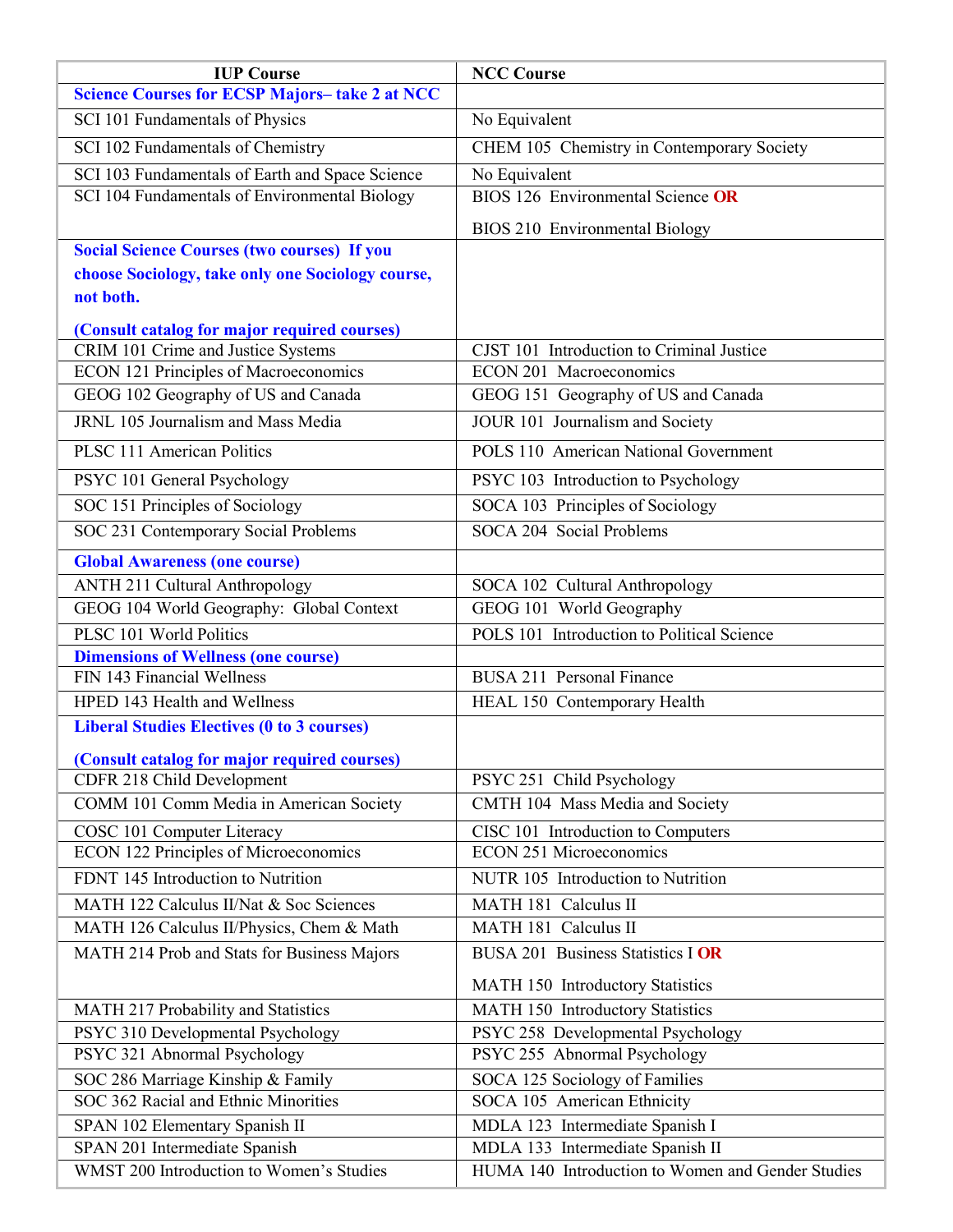| IUP Course | NCC Course |
| --- | --- |
| **Science Courses for ECSP Majors– take 2 at NCC** | |
| SCI 101 Fundamentals of Physics | No Equivalent |
| SCI 102 Fundamentals of Chemistry | CHEM 105 Chemistry in Contemporary Society |
| SCI 103 Fundamentals of Earth and Space Science | No Equivalent |
| SCI 104 Fundamentals of Environmental Biology | BIOS 126 Environmental Science **OR** BIOS 210 Environmental Biology |
| **Social Science Courses (two courses) If you choose Sociology, take only one Sociology course, not both. (Consult catalog for major required courses)** | |
| CRIM 101 Crime and Justice Systems | CJST 101 Introduction to Criminal Justice |
| ECON 121 Principles of Macroeconomics | ECON 201 Macroeconomics |
| GEOG 102 Geography of US and Canada | GEOG 151 Geography of US and Canada |
| JRNL 105 Journalism and Mass Media | JOUR 101 Journalism and Society |
| PLSC 111 American Politics | POLS 110 American National Government |
| PSYC 101 General Psychology | PSYC 103 Introduction to Psychology |
| SOC 151 Principles of Sociology | SOCA 103 Principles of Sociology |
| SOC 231 Contemporary Social Problems | SOCA 204 Social Problems |
| **Global Awareness (one course)** | |
| ANTH 211 Cultural Anthropology | SOCA 102 Cultural Anthropology |
| GEOG 104 World Geography: Global Context | GEOG 101 World Geography |
| PLSC 101 World Politics | POLS 101 Introduction to Political Science |
| **Dimensions of Wellness (one course)** | |
| FIN 143 Financial Wellness | BUSA 211 Personal Finance |
| HPED 143 Health and Wellness | HEAL 150 Contemporary Health |
| **Liberal Studies Electives (0 to 3 courses) (Consult catalog for major required courses)** | |
| CDFR 218 Child Development | PSYC 251 Child Psychology |
| COMM 101 Comm Media in American Society | CMTH 104 Mass Media and Society |
| COSC 101 Computer Literacy | CISC 101 Introduction to Computers |
| ECON 122 Principles of Microeconomics | ECON 251 Microeconomics |
| FDNT 145 Introduction to Nutrition | NUTR 105 Introduction to Nutrition |
| MATH 122 Calculus II/Nat & Soc Sciences | MATH 181 Calculus II |
| MATH 126 Calculus II/Physics, Chem & Math | MATH 181 Calculus II |
| MATH 214 Prob and Stats for Business Majors | BUSA 201 Business Statistics I **OR** MATH 150 Introductory Statistics |
| MATH 217 Probability and Statistics | MATH 150 Introductory Statistics |
| PSYC 310 Developmental Psychology | PSYC 258 Developmental Psychology |
| PSYC 321 Abnormal Psychology | PSYC 255 Abnormal Psychology |
| SOC 286 Marriage Kinship & Family | SOCA 125 Sociology of Families |
| SOC 362 Racial and Ethnic Minorities | SOCA 105 American Ethnicity |
| SPAN 102 Elementary Spanish II | MDLA 123 Intermediate Spanish I |
| SPAN 201 Intermediate Spanish | MDLA 133 Intermediate Spanish II |
| WMST 200 Introduction to Women's Studies | HUMA 140 Introduction to Women and Gender Studies |